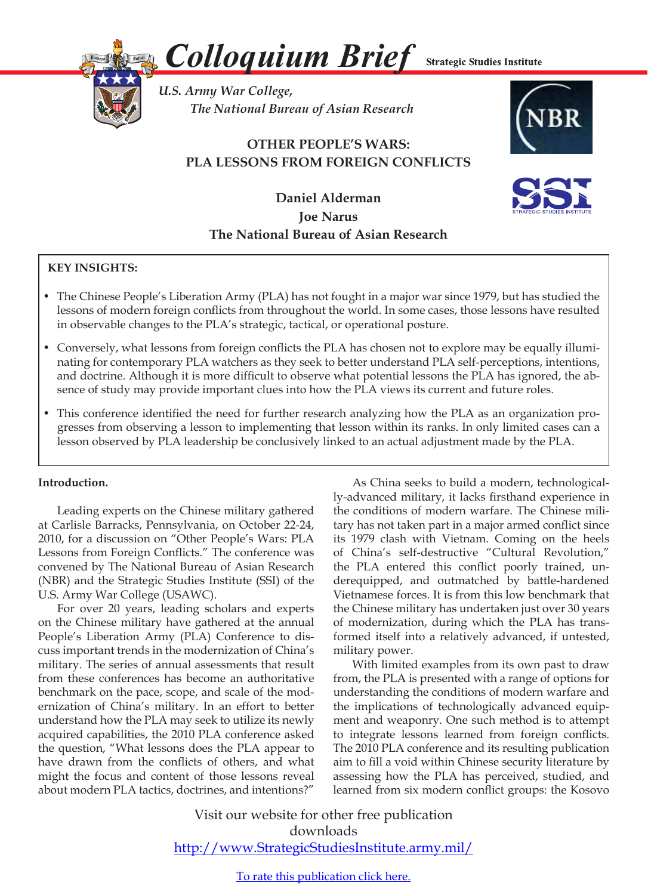# Colloquium Brief

Strategic Studies Institute

*U.S. Army War College,*
*The National Bureau of Asian Research*

## OTHER PEOPLE'S WARS: PLA LESSONS FROM FOREIGN CONFLICTS

**Daniel Alderman**
**Joe Narus**
**The National Bureau of Asian Research**

**KEY INSIGHTS:**

- The Chinese People's Liberation Army (PLA) has not fought in a major war since 1979, but has studied the lessons of modern foreign conflicts from throughout the world. In some cases, those lessons have resulted in observable changes to the PLA's strategic, tactical, or operational posture.
- Conversely, what lessons from foreign conflicts the PLA has chosen not to explore may be equally illuminating for contemporary PLA watchers as they seek to better understand PLA self-perceptions, intentions, and doctrine. Although it is more difficult to observe what potential lessons the PLA has ignored, the absence of study may provide important clues into how the PLA views its current and future roles.
- This conference identified the need for further research analyzing how the PLA as an organization progresses from observing a lesson to implementing that lesson within its ranks. In only limited cases can a lesson observed by PLA leadership be conclusively linked to an actual adjustment made by the PLA.

**Introduction.**

Leading experts on the Chinese military gathered at Carlisle Barracks, Pennsylvania, on October 22-24, 2010, for a discussion on "Other People's Wars: PLA Lessons from Foreign Conflicts." The conference was convened by The National Bureau of Asian Research (NBR) and the Strategic Studies Institute (SSI) of the U.S. Army War College (USAWC).

For over 20 years, leading scholars and experts on the Chinese military have gathered at the annual People's Liberation Army (PLA) Conference to discuss important trends in the modernization of China's military. The series of annual assessments that result from these conferences has become an authoritative benchmark on the pace, scope, and scale of the modernization of China's military. In an effort to better understand how the PLA may seek to utilize its newly acquired capabilities, the 2010 PLA conference asked the question, "What lessons does the PLA appear to have drawn from the conflicts of others, and what might the focus and content of those lessons reveal about modern PLA tactics, doctrines, and intentions?"

As China seeks to build a modern, technologically-advanced military, it lacks firsthand experience in the conditions of modern warfare. The Chinese military has not taken part in a major armed conflict since its 1979 clash with Vietnam. Coming on the heels of China's self-destructive "Cultural Revolution," the PLA entered this conflict poorly trained, underequipped, and outmatched by battle-hardened Vietnamese forces. It is from this low benchmark that the Chinese military has undertaken just over 30 years of modernization, during which the PLA has transformed itself into a relatively advanced, if untested, military power.

With limited examples from its own past to draw from, the PLA is presented with a range of options for understanding the conditions of modern warfare and the implications of technologically advanced equipment and weaponry. One such method is to attempt to integrate lessons learned from foreign conflicts. The 2010 PLA conference and its resulting publication aim to fill a void within Chinese security literature by assessing how the PLA has perceived, studied, and learned from six modern conflict groups: the Kosovo

Visit our website for other free publication downloads
[http://www.StrategicStudiesInstitute.army.mil/](http://www.StrategicStudiesInstitute.army.mil/)

To rate this publication click here.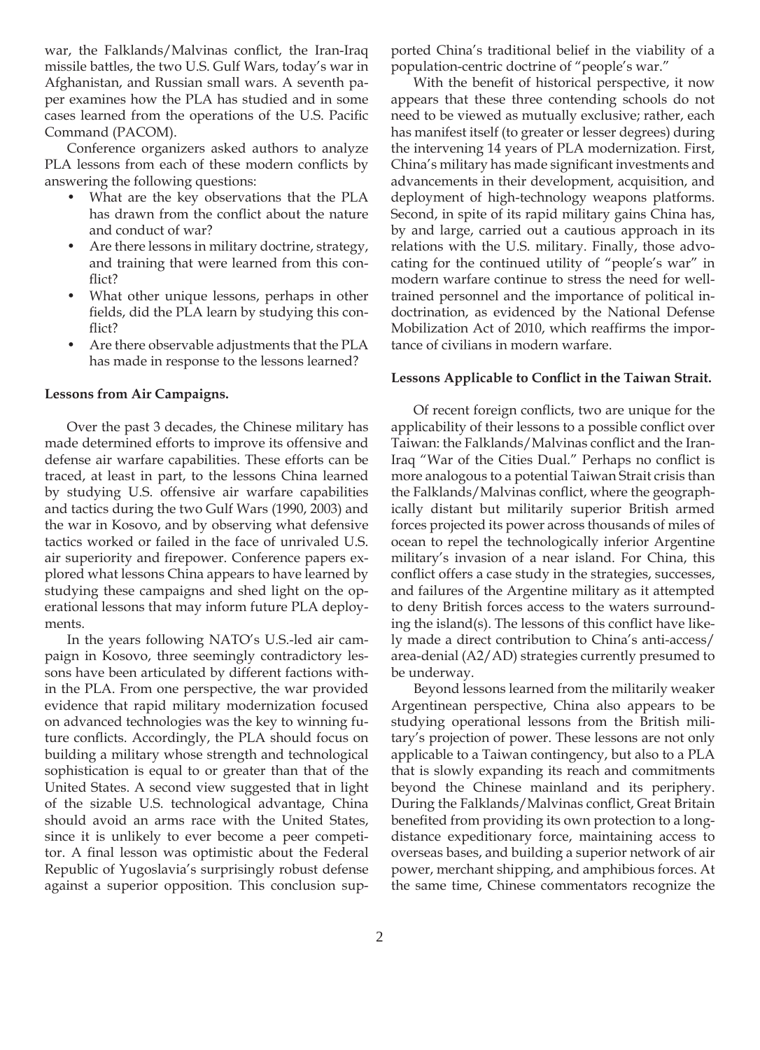war, the Falklands/Malvinas conflict, the Iran-Iraq missile battles, the two U.S. Gulf Wars, today's war in Afghanistan, and Russian small wars. A seventh paper examines how the PLA has studied and in some cases learned from the operations of the U.S. Pacific Command (PACOM).

Conference organizers asked authors to analyze PLA lessons from each of these modern conflicts by answering the following questions:

- What are the key observations that the PLA has drawn from the conflict about the nature and conduct of war?
- Are there lessons in military doctrine, strategy, and training that were learned from this conflict?
- What other unique lessons, perhaps in other fields, did the PLA learn by studying this conflict?
- Are there observable adjustments that the PLA has made in response to the lessons learned?

**Lessons from Air Campaigns.**

Over the past 3 decades, the Chinese military has made determined efforts to improve its offensive and defense air warfare capabilities. These efforts can be traced, at least in part, to the lessons China learned by studying U.S. offensive air warfare capabilities and tactics during the two Gulf Wars (1990, 2003) and the war in Kosovo, and by observing what defensive tactics worked or failed in the face of unrivaled U.S. air superiority and firepower. Conference papers explored what lessons China appears to have learned by studying these campaigns and shed light on the operational lessons that may inform future PLA deployments.

In the years following NATO's U.S.-led air campaign in Kosovo, three seemingly contradictory lessons have been articulated by different factions within the PLA. From one perspective, the war provided evidence that rapid military modernization focused on advanced technologies was the key to winning future conflicts. Accordingly, the PLA should focus on building a military whose strength and technological sophistication is equal to or greater than that of the United States. A second view suggested that in light of the sizable U.S. technological advantage, China should avoid an arms race with the United States, since it is unlikely to ever become a peer competitor. A final lesson was optimistic about the Federal Republic of Yugoslavia's surprisingly robust defense against a superior opposition. This conclusion supported China's traditional belief in the viability of a population-centric doctrine of "people's war."

With the benefit of historical perspective, it now appears that these three contending schools do not need to be viewed as mutually exclusive; rather, each has manifest itself (to greater or lesser degrees) during the intervening 14 years of PLA modernization. First, China's military has made significant investments and advancements in their development, acquisition, and deployment of high-technology weapons platforms. Second, in spite of its rapid military gains China has, by and large, carried out a cautious approach in its relations with the U.S. military. Finally, those advocating for the continued utility of "people's war" in modern warfare continue to stress the need for well-trained personnel and the importance of political indoctrination, as evidenced by the National Defense Mobilization Act of 2010, which reaffirms the importance of civilians in modern warfare.

**Lessons Applicable to Conflict in the Taiwan Strait.**

Of recent foreign conflicts, two are unique for the applicability of their lessons to a possible conflict over Taiwan: the Falklands/Malvinas conflict and the Iran-Iraq "War of the Cities Dual." Perhaps no conflict is more analogous to a potential Taiwan Strait crisis than the Falklands/Malvinas conflict, where the geographically distant but militarily superior British armed forces projected its power across thousands of miles of ocean to repel the technologically inferior Argentine military's invasion of a near island. For China, this conflict offers a case study in the strategies, successes, and failures of the Argentine military as it attempted to deny British forces access to the waters surrounding the island(s). The lessons of this conflict have likely made a direct contribution to China's anti-access/area-denial (A2/AD) strategies currently presumed to be underway.

Beyond lessons learned from the militarily weaker Argentinean perspective, China also appears to be studying operational lessons from the British military's projection of power. These lessons are not only applicable to a Taiwan contingency, but also to a PLA that is slowly expanding its reach and commitments beyond the Chinese mainland and its periphery. During the Falklands/Malvinas conflict, Great Britain benefited from providing its own protection to a long-distance expeditionary force, maintaining access to overseas bases, and building a superior network of air power, merchant shipping, and amphibious forces. At the same time, Chinese commentators recognize the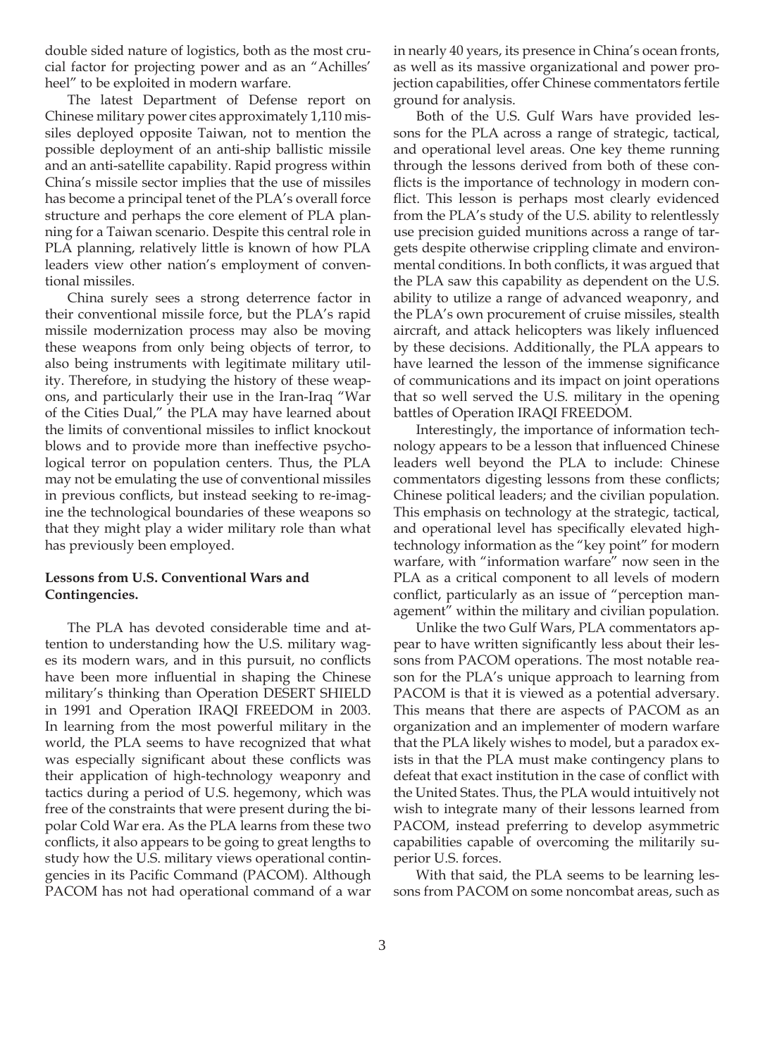double sided nature of logistics, both as the most crucial factor for projecting power and as an "Achilles' heel" to be exploited in modern warfare.

The latest Department of Defense report on Chinese military power cites approximately 1,110 missiles deployed opposite Taiwan, not to mention the possible deployment of an anti-ship ballistic missile and an anti-satellite capability. Rapid progress within China's missile sector implies that the use of missiles has become a principal tenet of the PLA's overall force structure and perhaps the core element of PLA planning for a Taiwan scenario. Despite this central role in PLA planning, relatively little is known of how PLA leaders view other nation's employment of conventional missiles.

China surely sees a strong deterrence factor in their conventional missile force, but the PLA's rapid missile modernization process may also be moving these weapons from only being objects of terror, to also being instruments with legitimate military utility. Therefore, in studying the history of these weapons, and particularly their use in the Iran-Iraq "War of the Cities Dual," the PLA may have learned about the limits of conventional missiles to inflict knockout blows and to provide more than ineffective psychological terror on population centers. Thus, the PLA may not be emulating the use of conventional missiles in previous conflicts, but instead seeking to re-imagine the technological boundaries of these weapons so that they might play a wider military role than what has previously been employed.

**Lessons from U.S. Conventional Wars and Contingencies.**

The PLA has devoted considerable time and attention to understanding how the U.S. military wages its modern wars, and in this pursuit, no conflicts have been more influential in shaping the Chinese military's thinking than Operation DESERT SHIELD in 1991 and Operation IRAQI FREEDOM in 2003. In learning from the most powerful military in the world, the PLA seems to have recognized that what was especially significant about these conflicts was their application of high-technology weaponry and tactics during a period of U.S. hegemony, which was free of the constraints that were present during the bipolar Cold War era. As the PLA learns from these two conflicts, it also appears to be going to great lengths to study how the U.S. military views operational contingencies in its Pacific Command (PACOM). Although PACOM has not had operational command of a war in nearly 40 years, its presence in China's ocean fronts, as well as its massive organizational and power projection capabilities, offer Chinese commentators fertile ground for analysis.

Both of the U.S. Gulf Wars have provided lessons for the PLA across a range of strategic, tactical, and operational level areas. One key theme running through the lessons derived from both of these conflicts is the importance of technology in modern conflict. This lesson is perhaps most clearly evidenced from the PLA's study of the U.S. ability to relentlessly use precision guided munitions across a range of targets despite otherwise crippling climate and environmental conditions. In both conflicts, it was argued that the PLA saw this capability as dependent on the U.S. ability to utilize a range of advanced weaponry, and the PLA's own procurement of cruise missiles, stealth aircraft, and attack helicopters was likely influenced by these decisions. Additionally, the PLA appears to have learned the lesson of the immense significance of communications and its impact on joint operations that so well served the U.S. military in the opening battles of Operation IRAQI FREEDOM.

Interestingly, the importance of information technology appears to be a lesson that influenced Chinese leaders well beyond the PLA to include: Chinese commentators digesting lessons from these conflicts; Chinese political leaders; and the civilian population. This emphasis on technology at the strategic, tactical, and operational level has specifically elevated high-technology information as the "key point" for modern warfare, with "information warfare" now seen in the PLA as a critical component to all levels of modern conflict, particularly as an issue of "perception management" within the military and civilian population.

Unlike the two Gulf Wars, PLA commentators appear to have written significantly less about their lessons from PACOM operations. The most notable reason for the PLA's unique approach to learning from PACOM is that it is viewed as a potential adversary. This means that there are aspects of PACOM as an organization and an implementer of modern warfare that the PLA likely wishes to model, but a paradox exists in that the PLA must make contingency plans to defeat that exact institution in the case of conflict with the United States. Thus, the PLA would intuitively not wish to integrate many of their lessons learned from PACOM, instead preferring to develop asymmetric capabilities capable of overcoming the militarily superior U.S. forces.

With that said, the PLA seems to be learning lessons from PACOM on some noncombat areas, such as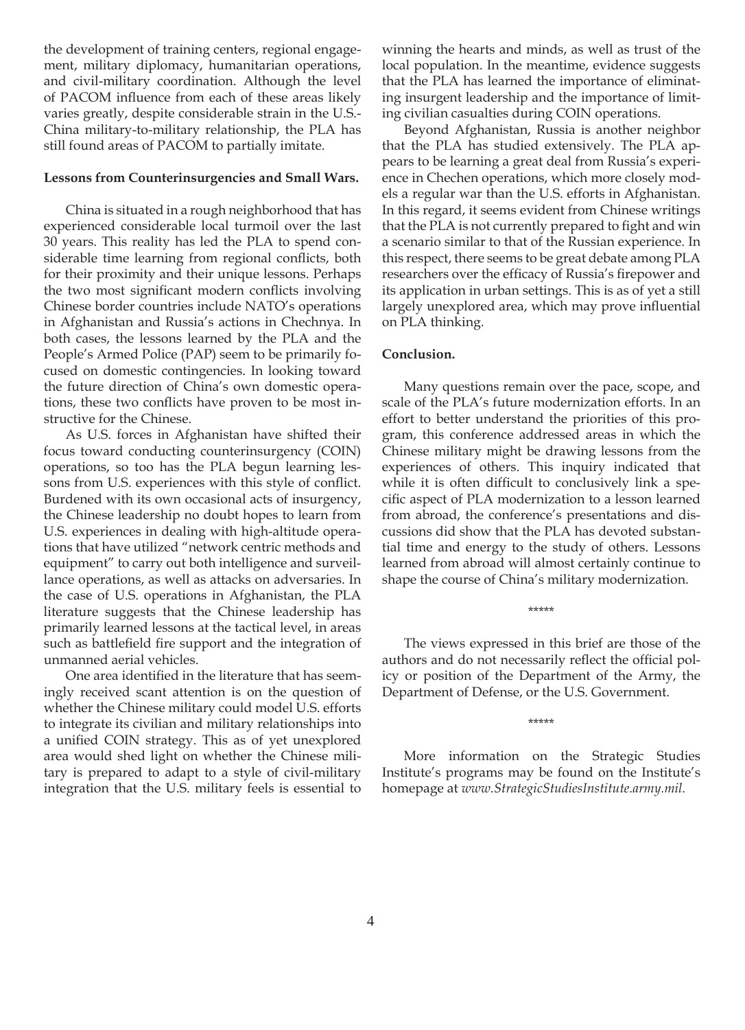the development of training centers, regional engagement, military diplomacy, humanitarian operations, and civil-military coordination. Although the level of PACOM influence from each of these areas likely varies greatly, despite considerable strain in the U.S.-China military-to-military relationship, the PLA has still found areas of PACOM to partially imitate.

**Lessons from Counterinsurgencies and Small Wars.**

China is situated in a rough neighborhood that has experienced considerable local turmoil over the last 30 years. This reality has led the PLA to spend considerable time learning from regional conflicts, both for their proximity and their unique lessons. Perhaps the two most significant modern conflicts involving Chinese border countries include NATO's operations in Afghanistan and Russia's actions in Chechnya. In both cases, the lessons learned by the PLA and the People's Armed Police (PAP) seem to be primarily focused on domestic contingencies. In looking toward the future direction of China's own domestic operations, these two conflicts have proven to be most instructive for the Chinese.

As U.S. forces in Afghanistan have shifted their focus toward conducting counterinsurgency (COIN) operations, so too has the PLA begun learning lessons from U.S. experiences with this style of conflict. Burdened with its own occasional acts of insurgency, the Chinese leadership no doubt hopes to learn from U.S. experiences in dealing with high-altitude operations that have utilized "network centric methods and equipment" to carry out both intelligence and surveillance operations, as well as attacks on adversaries. In the case of U.S. operations in Afghanistan, the PLA literature suggests that the Chinese leadership has primarily learned lessons at the tactical level, in areas such as battlefield fire support and the integration of unmanned aerial vehicles.

One area identified in the literature that has seemingly received scant attention is on the question of whether the Chinese military could model U.S. efforts to integrate its civilian and military relationships into a unified COIN strategy. This as of yet unexplored area would shed light on whether the Chinese military is prepared to adapt to a style of civil-military integration that the U.S. military feels is essential to winning the hearts and minds, as well as trust of the local population. In the meantime, evidence suggests that the PLA has learned the importance of eliminating insurgent leadership and the importance of limiting civilian casualties during COIN operations.

Beyond Afghanistan, Russia is another neighbor that the PLA has studied extensively. The PLA appears to be learning a great deal from Russia's experience in Chechen operations, which more closely models a regular war than the U.S. efforts in Afghanistan. In this regard, it seems evident from Chinese writings that the PLA is not currently prepared to fight and win a scenario similar to that of the Russian experience. In this respect, there seems to be great debate among PLA researchers over the efficacy of Russia's firepower and its application in urban settings. This is as of yet a still largely unexplored area, which may prove influential on PLA thinking.

**Conclusion.**

Many questions remain over the pace, scope, and scale of the PLA's future modernization efforts. In an effort to better understand the priorities of this program, this conference addressed areas in which the Chinese military might be drawing lessons from the experiences of others. This inquiry indicated that while it is often difficult to conclusively link a specific aspect of PLA modernization to a lesson learned from abroad, the conference's presentations and discussions did show that the PLA has devoted substantial time and energy to the study of others. Lessons learned from abroad will almost certainly continue to shape the course of China's military modernization.

*****

The views expressed in this brief are those of the authors and do not necessarily reflect the official policy or position of the Department of the Army, the Department of Defense, or the U.S. Government.

*****

More information on the Strategic Studies Institute's programs may be found on the Institute's homepage at *www.StrategicStudiesInstitute.army.mil.*